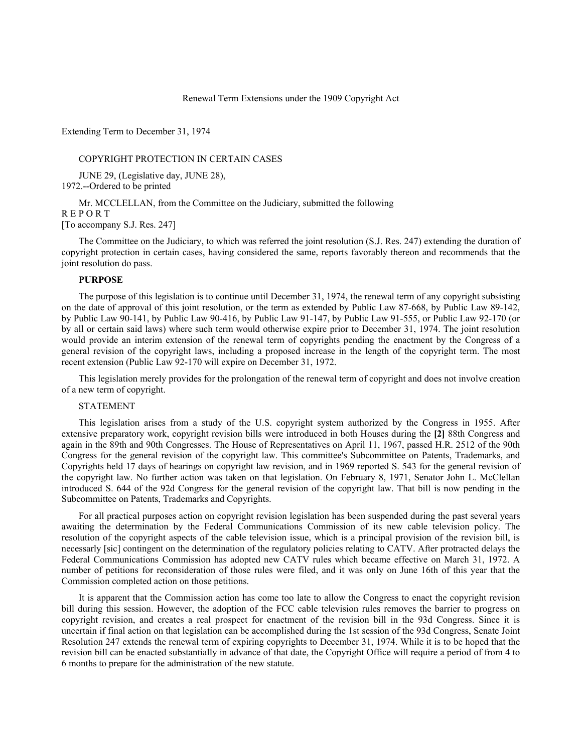Renewal Term Extensions under the 1909 Copyright Act

Extending Term to December 31, 1974

COPYRIGHT PROTECTION IN CERTAIN CASES

JUNE 29, (Legislative day, JUNE 28), 1972.--Ordered to be printed

Mr. MCCLELLAN, from the Committee on the Judiciary, submitted the following

R E P O R T

[To accompany S.J. Res. 247]

The Committee on the Judiciary, to which was referred the joint resolution (S.J. Res. 247) extending the duration of copyright protection in certain cases, having considered the same, reports favorably thereon and recommends that the joint resolution do pass.

**PURPOSE**

The purpose of this legislation is to continue until December 31, 1974, the renewal term of any copyright subsisting on the date of approval of this joint resolution, or the term as extended by Public Law 87-668, by Public Law 89-142, by Public Law 90-141, by Public Law 90-416, by Public Law 91-147, by Public Law 91-555, or Public Law 92-170 (or by all or certain said laws) where such term would otherwise expire prior to December 31, 1974. The joint resolution would provide an interim extension of the renewal term of copyrights pending the enactment by the Congress of a general revision of the copyright laws, including a proposed increase in the length of the copyright term. The most recent extension (Public Law 92-170 will expire on December 31, 1972.

This legislation merely provides for the prolongation of the renewal term of copyright and does not involve creation of a new term of copyright.

STATEMENT

This legislation arises from a study of the U.S. copyright system authorized by the Congress in 1955. After extensive preparatory work, copyright revision bills were introduced in both Houses during the **[2]** 88th Congress and again in the 89th and 90th Congresses. The House of Representatives on April 11, 1967, passed H.R. 2512 of the 90th Congress for the general revision of the copyright law. This committee's Subcommittee on Patents, Trademarks, and Copyrights held 17 days of hearings on copyright law revision, and in 1969 reported S. 543 for the general revision of the copyright law. No further action was taken on that legislation. On February 8, 1971, Senator John L. McClellan introduced S. 644 of the 92d Congress for the general revision of the copyright law. That bill is now pending in the Subcommittee on Patents, Trademarks and Copyrights.

For all practical purposes action on copyright revision legislation has been suspended during the past several years awaiting the determination by the Federal Communications Commission of its new cable television policy. The resolution of the copyright aspects of the cable television issue, which is a principal provision of the revision bill, is necessarly [sic] contingent on the determination of the regulatory policies relating to CATV. After protracted delays the Federal Communications Commission has adopted new CATV rules which became effective on March 31, 1972. A number of petitions for reconsideration of those rules were filed, and it was only on June 16th of this year that the Commission completed action on those petitions.

It is apparent that the Commission action has come too late to allow the Congress to enact the copyright revision bill during this session. However, the adoption of the FCC cable television rules removes the barrier to progress on copyright revision, and creates a real prospect for enactment of the revision bill in the 93d Congress. Since it is uncertain if final action on that legislation can be accomplished during the 1st session of the 93d Congress, Senate Joint Resolution 247 extends the renewal term of expiring copyrights to December 31, 1974. While it is to be hoped that the revision bill can be enacted substantially in advance of that date, the Copyright Office will require a period of from 4 to 6 months to prepare for the administration of the new statute.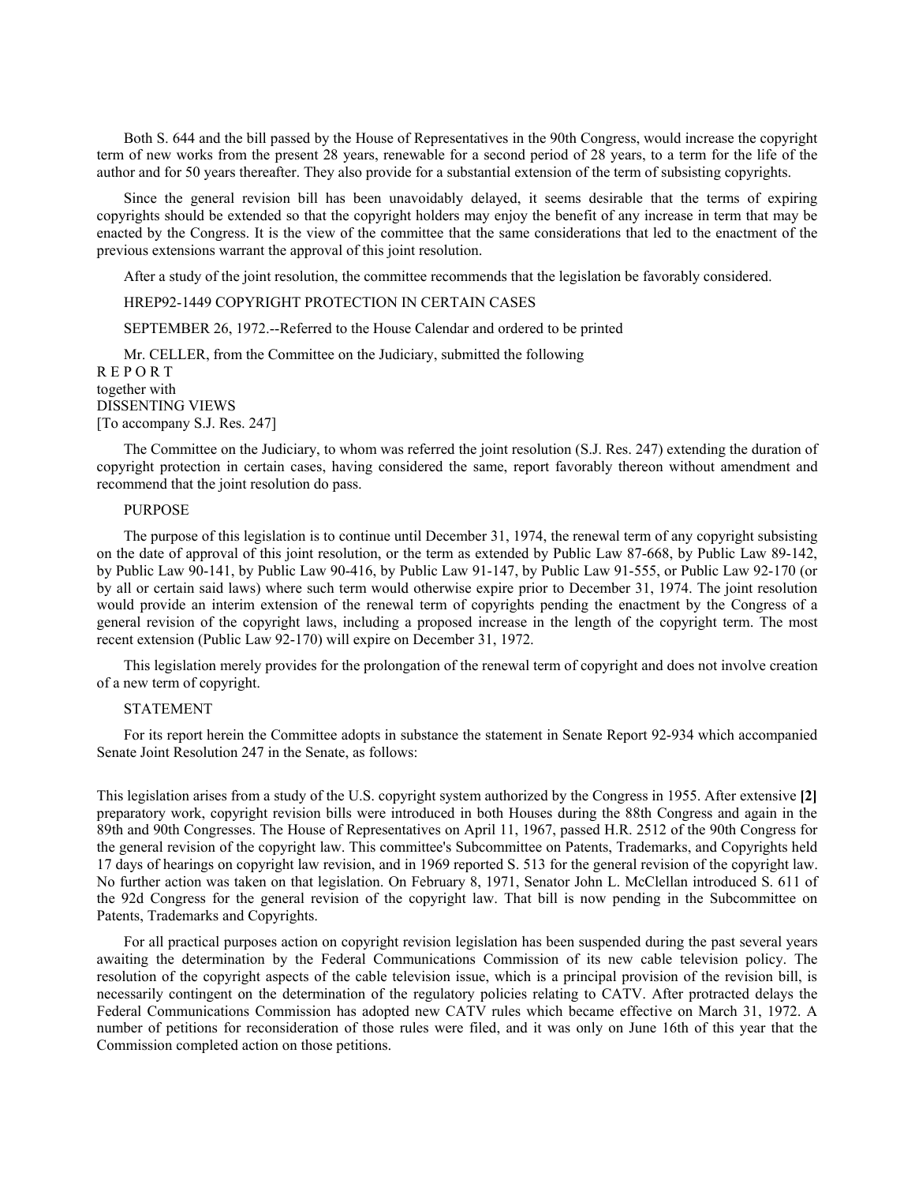Both S. 644 and the bill passed by the House of Representatives in the 90th Congress, would increase the copyright term of new works from the present 28 years, renewable for a second period of 28 years, to a term for the life of the author and for 50 years thereafter. They also provide for a substantial extension of the term of subsisting copyrights.

Since the general revision bill has been unavoidably delayed, it seems desirable that the terms of expiring copyrights should be extended so that the copyright holders may enjoy the benefit of any increase in term that may be enacted by the Congress. It is the view of the committee that the same considerations that led to the enactment of the previous extensions warrant the approval of this joint resolution.

After a study of the joint resolution, the committee recommends that the legislation be favorably considered.

HREP92-1449 COPYRIGHT PROTECTION IN CERTAIN CASES

SEPTEMBER 26, 1972.--Referred to the House Calendar and ordered to be printed

Mr. CELLER, from the Committee on the Judiciary, submitted the following

R E P O R T
together with
DISSENTING VIEWS
[To accompany S.J. Res. 247]

The Committee on the Judiciary, to whom was referred the joint resolution (S.J. Res. 247) extending the duration of copyright protection in certain cases, having considered the same, report favorably thereon without amendment and recommend that the joint resolution do pass.

PURPOSE

The purpose of this legislation is to continue until December 31, 1974, the renewal term of any copyright subsisting on the date of approval of this joint resolution, or the term as extended by Public Law 87-668, by Public Law 89-142, by Public Law 90-141, by Public Law 90-416, by Public Law 91-147, by Public Law 91-555, or Public Law 92-170 (or by all or certain said laws) where such term would otherwise expire prior to December 31, 1974. The joint resolution would provide an interim extension of the renewal term of copyrights pending the enactment by the Congress of a general revision of the copyright laws, including a proposed increase in the length of the copyright term. The most recent extension (Public Law 92-170) will expire on December 31, 1972.

This legislation merely provides for the prolongation of the renewal term of copyright and does not involve creation of a new term of copyright.

STATEMENT

For its report herein the Committee adopts in substance the statement in Senate Report 92-934 which accompanied Senate Joint Resolution 247 in the Senate, as follows:

This legislation arises from a study of the U.S. copyright system authorized by the Congress in 1955. After extensive **[2]** preparatory work, copyright revision bills were introduced in both Houses during the 88th Congress and again in the 89th and 90th Congresses. The House of Representatives on April 11, 1967, passed H.R. 2512 of the 90th Congress for the general revision of the copyright law. This committee's Subcommittee on Patents, Trademarks, and Copyrights held 17 days of hearings on copyright law revision, and in 1969 reported S. 513 for the general revision of the copyright law. No further action was taken on that legislation. On February 8, 1971, Senator John L. McClellan introduced S. 611 of the 92d Congress for the general revision of the copyright law. That bill is now pending in the Subcommittee on Patents, Trademarks and Copyrights.

For all practical purposes action on copyright revision legislation has been suspended during the past several years awaiting the determination by the Federal Communications Commission of its new cable television policy. The resolution of the copyright aspects of the cable television issue, which is a principal provision of the revision bill, is necessarily contingent on the determination of the regulatory policies relating to CATV. After protracted delays the Federal Communications Commission has adopted new CATV rules which became effective on March 31, 1972. A number of petitions for reconsideration of those rules were filed, and it was only on June 16th of this year that the Commission completed action on those petitions.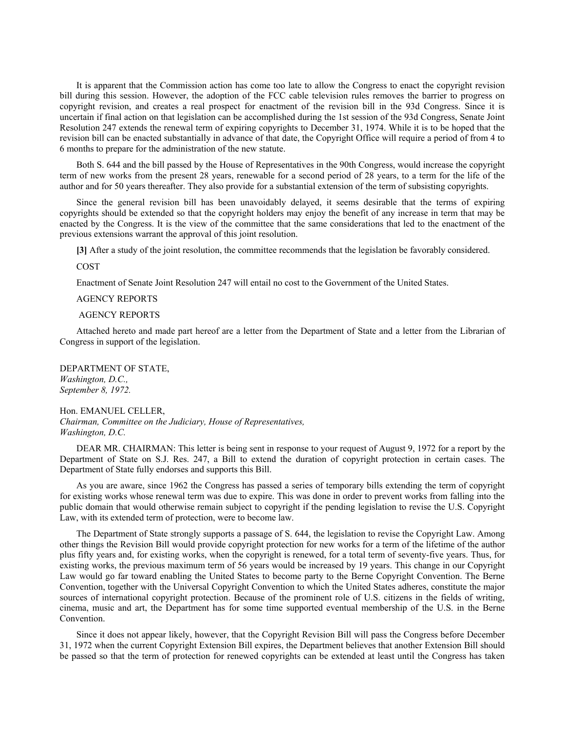It is apparent that the Commission action has come too late to allow the Congress to enact the copyright revision bill during this session. However, the adoption of the FCC cable television rules removes the barrier to progress on copyright revision, and creates a real prospect for enactment of the revision bill in the 93d Congress. Since it is uncertain if final action on that legislation can be accomplished during the 1st session of the 93d Congress, Senate Joint Resolution 247 extends the renewal term of expiring copyrights to December 31, 1974. While it is to be hoped that the revision bill can be enacted substantially in advance of that date, the Copyright Office will require a period of from 4 to 6 months to prepare for the administration of the new statute.

Both S. 644 and the bill passed by the House of Representatives in the 90th Congress, would increase the copyright term of new works from the present 28 years, renewable for a second period of 28 years, to a term for the life of the author and for 50 years thereafter. They also provide for a substantial extension of the term of subsisting copyrights.

Since the general revision bill has been unavoidably delayed, it seems desirable that the terms of expiring copyrights should be extended so that the copyright holders may enjoy the benefit of any increase in term that may be enacted by the Congress. It is the view of the committee that the same considerations that led to the enactment of the previous extensions warrant the approval of this joint resolution.

**[3]** After a study of the joint resolution, the committee recommends that the legislation be favorably considered.

COST

Enactment of Senate Joint Resolution 247 will entail no cost to the Government of the United States.

AGENCY REPORTS

AGENCY REPORTS

Attached hereto and made part hereof are a letter from the Department of State and a letter from the Librarian of Congress in support of the legislation.

DEPARTMENT OF STATE,
*Washington, D.C.,*
*September 8, 1972.*

Hon. EMANUEL CELLER,
*Chairman, Committee on the Judiciary, House of Representatives,*
*Washington, D.C.*

DEAR MR. CHAIRMAN: This letter is being sent in response to your request of August 9, 1972 for a report by the Department of State on S.J. Res. 247, a Bill to extend the duration of copyright protection in certain cases. The Department of State fully endorses and supports this Bill.

As you are aware, since 1962 the Congress has passed a series of temporary bills extending the term of copyright for existing works whose renewal term was due to expire. This was done in order to prevent works from falling into the public domain that would otherwise remain subject to copyright if the pending legislation to revise the U.S. Copyright Law, with its extended term of protection, were to become law.

The Department of State strongly supports a passage of S. 644, the legislation to revise the Copyright Law. Among other things the Revision Bill would provide copyright protection for new works for a term of the lifetime of the author plus fifty years and, for existing works, when the copyright is renewed, for a total term of seventy-five years. Thus, for existing works, the previous maximum term of 56 years would be increased by 19 years. This change in our Copyright Law would go far toward enabling the United States to become party to the Berne Copyright Convention. The Berne Convention, together with the Universal Copyright Convention to which the United States adheres, constitute the major sources of international copyright protection. Because of the prominent role of U.S. citizens in the fields of writing, cinema, music and art, the Department has for some time supported eventual membership of the U.S. in the Berne Convention.

Since it does not appear likely, however, that the Copyright Revision Bill will pass the Congress before December 31, 1972 when the current Copyright Extension Bill expires, the Department believes that another Extension Bill should be passed so that the term of protection for renewed copyrights can be extended at least until the Congress has taken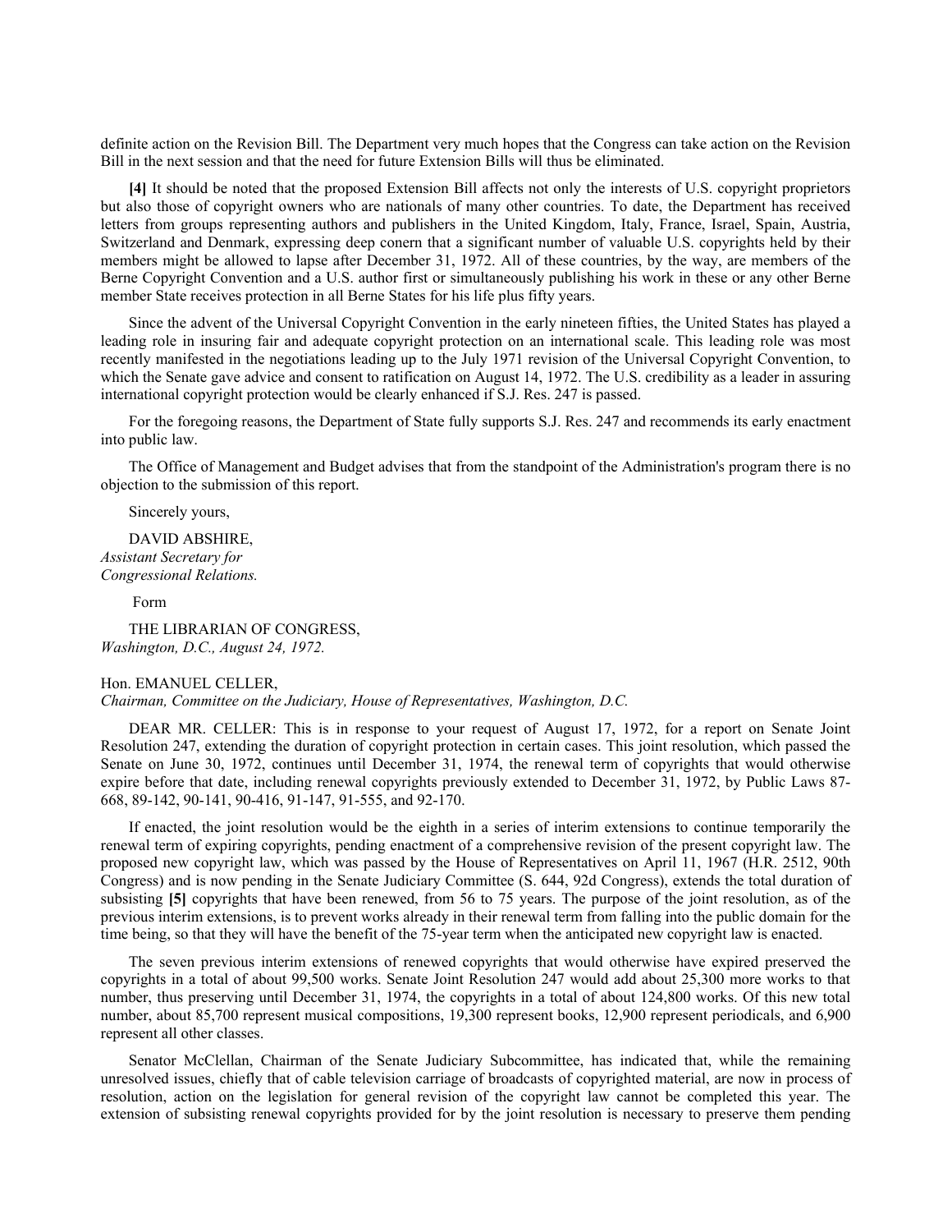definite action on the Revision Bill. The Department very much hopes that the Congress can take action on the Revision Bill in the next session and that the need for future Extension Bills will thus be eliminated.

**[4]** It should be noted that the proposed Extension Bill affects not only the interests of U.S. copyright proprietors but also those of copyright owners who are nationals of many other countries. To date, the Department has received letters from groups representing authors and publishers in the United Kingdom, Italy, France, Israel, Spain, Austria, Switzerland and Denmark, expressing deep conern that a significant number of valuable U.S. copyrights held by their members might be allowed to lapse after December 31, 1972. All of these countries, by the way, are members of the Berne Copyright Convention and a U.S. author first or simultaneously publishing his work in these or any other Berne member State receives protection in all Berne States for his life plus fifty years.

Since the advent of the Universal Copyright Convention in the early nineteen fifties, the United States has played a leading role in insuring fair and adequate copyright protection on an international scale. This leading role was most recently manifested in the negotiations leading up to the July 1971 revision of the Universal Copyright Convention, to which the Senate gave advice and consent to ratification on August 14, 1972. The U.S. credibility as a leader in assuring international copyright protection would be clearly enhanced if S.J. Res. 247 is passed.

For the foregoing reasons, the Department of State fully supports S.J. Res. 247 and recommends its early enactment into public law.

The Office of Management and Budget advises that from the standpoint of the Administration's program there is no objection to the submission of this report.

Sincerely yours,

DAVID ABSHIRE,
*Assistant Secretary for Congressional Relations.*

Form

THE LIBRARIAN OF CONGRESS,
*Washington, D.C., August 24, 1972.*

Hon. EMANUEL CELLER,
*Chairman, Committee on the Judiciary, House of Representatives, Washington, D.C.*

DEAR MR. CELLER: This is in response to your request of August 17, 1972, for a report on Senate Joint Resolution 247, extending the duration of copyright protection in certain cases. This joint resolution, which passed the Senate on June 30, 1972, continues until December 31, 1974, the renewal term of copyrights that would otherwise expire before that date, including renewal copyrights previously extended to December 31, 1972, by Public Laws 87-668, 89-142, 90-141, 90-416, 91-147, 91-555, and 92-170.

If enacted, the joint resolution would be the eighth in a series of interim extensions to continue temporarily the renewal term of expiring copyrights, pending enactment of a comprehensive revision of the present copyright law. The proposed new copyright law, which was passed by the House of Representatives on April 11, 1967 (H.R. 2512, 90th Congress) and is now pending in the Senate Judiciary Committee (S. 644, 92d Congress), extends the total duration of subsisting **[5]** copyrights that have been renewed, from 56 to 75 years. The purpose of the joint resolution, as of the previous interim extensions, is to prevent works already in their renewal term from falling into the public domain for the time being, so that they will have the benefit of the 75-year term when the anticipated new copyright law is enacted.

The seven previous interim extensions of renewed copyrights that would otherwise have expired preserved the copyrights in a total of about 99,500 works. Senate Joint Resolution 247 would add about 25,300 more works to that number, thus preserving until December 31, 1974, the copyrights in a total of about 124,800 works. Of this new total number, about 85,700 represent musical compositions, 19,300 represent books, 12,900 represent periodicals, and 6,900 represent all other classes.

Senator McClellan, Chairman of the Senate Judiciary Subcommittee, has indicated that, while the remaining unresolved issues, chiefly that of cable television carriage of broadcasts of copyrighted material, are now in process of resolution, action on the legislation for general revision of the copyright law cannot be completed this year. The extension of subsisting renewal copyrights provided for by the joint resolution is necessary to preserve them pending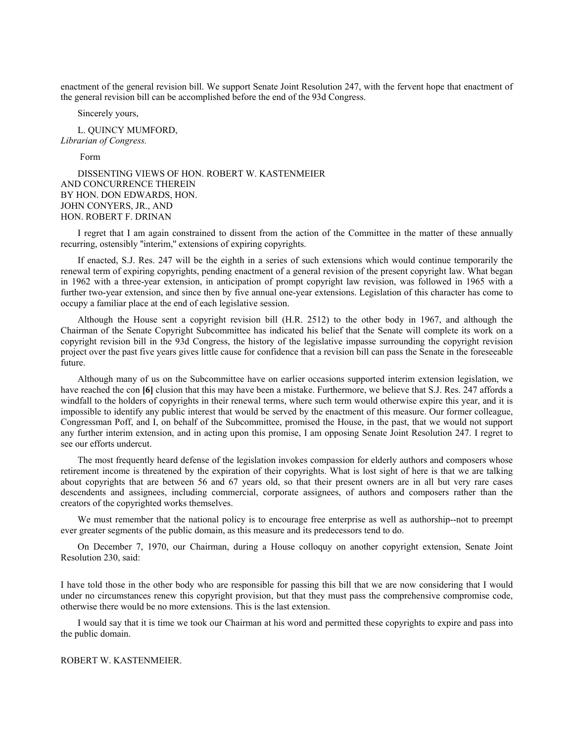enactment of the general revision bill. We support Senate Joint Resolution 247, with the fervent hope that enactment of the general revision bill can be accomplished before the end of the 93d Congress.

Sincerely yours,

L. QUINCY MUMFORD,
*Librarian of Congress.*

Form

DISSENTING VIEWS OF HON. ROBERT W. KASTENMEIER AND CONCURRENCE THEREIN BY HON. DON EDWARDS, HON. JOHN CONYERS, JR., AND HON. ROBERT F. DRINAN

I regret that I am again constrained to dissent from the action of the Committee in the matter of these annually recurring, ostensibly "interim," extensions of expiring copyrights.

If enacted, S.J. Res. 247 will be the eighth in a series of such extensions which would continue temporarily the renewal term of expiring copyrights, pending enactment of a general revision of the present copyright law. What began in 1962 with a three-year extension, in anticipation of prompt copyright law revision, was followed in 1965 with a further two-year extension, and since then by five annual one-year extensions. Legislation of this character has come to occupy a familiar place at the end of each legislative session.

Although the House sent a copyright revision bill (H.R. 2512) to the other body in 1967, and although the Chairman of the Senate Copyright Subcommittee has indicated his belief that the Senate will complete its work on a copyright revision bill in the 93d Congress, the history of the legislative impasse surrounding the copyright revision project over the past five years gives little cause for confidence that a revision bill can pass the Senate in the foreseeable future.

Although many of us on the Subcommittee have on earlier occasions supported interim extension legislation, we have reached the con **[6]** clusion that this may have been a mistake. Furthermore, we believe that S.J. Res. 247 affords a windfall to the holders of copyrights in their renewal terms, where such term would otherwise expire this year, and it is impossible to identify any public interest that would be served by the enactment of this measure. Our former colleague, Congressman Poff, and I, on behalf of the Subcommittee, promised the House, in the past, that we would not support any further interim extension, and in acting upon this promise, I am opposing Senate Joint Resolution 247. I regret to see our efforts undercut.

The most frequently heard defense of the legislation invokes compassion for elderly authors and composers whose retirement income is threatened by the expiration of their copyrights. What is lost sight of here is that we are talking about copyrights that are between 56 and 67 years old, so that their present owners are in all but very rare cases descendents and assignees, including commercial, corporate assignees, of authors and composers rather than the creators of the copyrighted works themselves.

We must remember that the national policy is to encourage free enterprise as well as authorship--not to preempt ever greater segments of the public domain, as this measure and its predecessors tend to do.

On December 7, 1970, our Chairman, during a House colloquy on another copyright extension, Senate Joint Resolution 230, said:

I have told those in the other body who are responsible for passing this bill that we are now considering that I would under no circumstances renew this copyright provision, but that they must pass the comprehensive compromise code, otherwise there would be no more extensions. This is the last extension.

I would say that it is time we took our Chairman at his word and permitted these copyrights to expire and pass into the public domain.

ROBERT W. KASTENMEIER.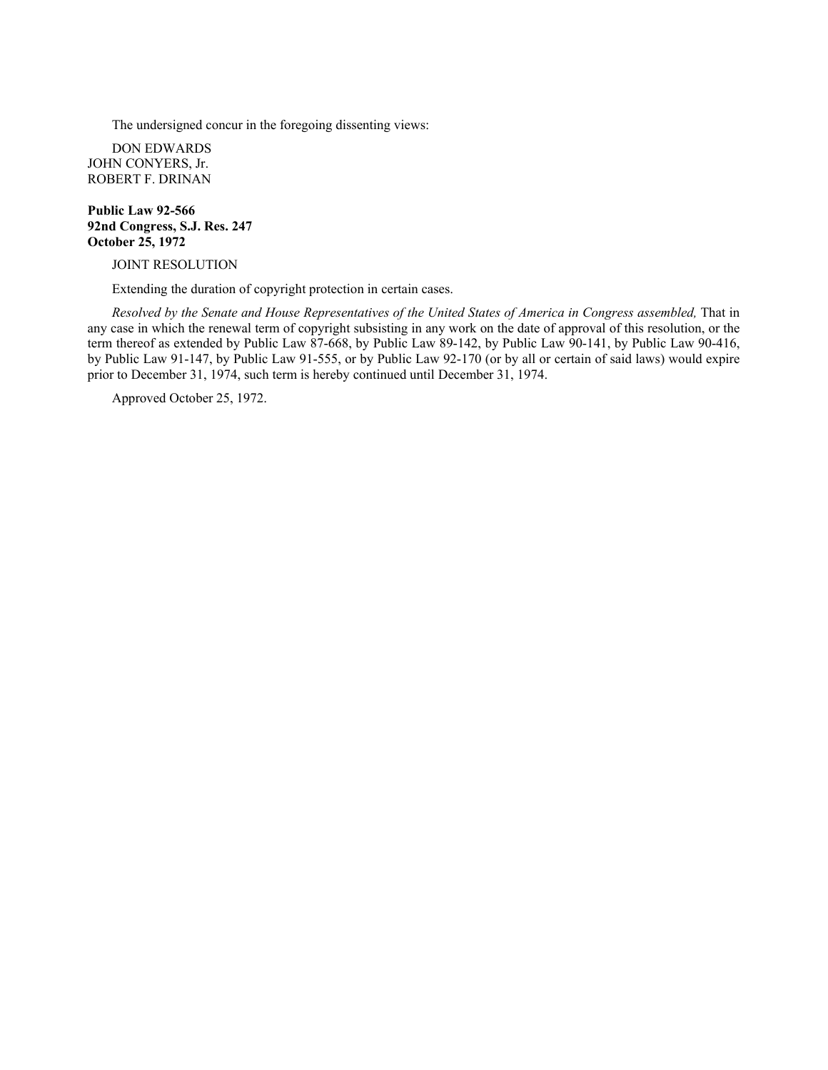The undersigned concur in the foregoing dissenting views:

DON EDWARDS
JOHN CONYERS, Jr.
ROBERT F. DRINAN

**Public Law 92-566**
**92nd Congress, S.J. Res. 247**
**October 25, 1972**

JOINT RESOLUTION

Extending the duration of copyright protection in certain cases.

*Resolved by the Senate and House Representatives of the United States of America in Congress assembled,* That in any case in which the renewal term of copyright subsisting in any work on the date of approval of this resolution, or the term thereof as extended by Public Law 87-668, by Public Law 89-142, by Public Law 90-141, by Public Law 90-416, by Public Law 91-147, by Public Law 91-555, or by Public Law 92-170 (or by all or certain of said laws) would expire prior to December 31, 1974, such term is hereby continued until December 31, 1974.

Approved October 25, 1972.